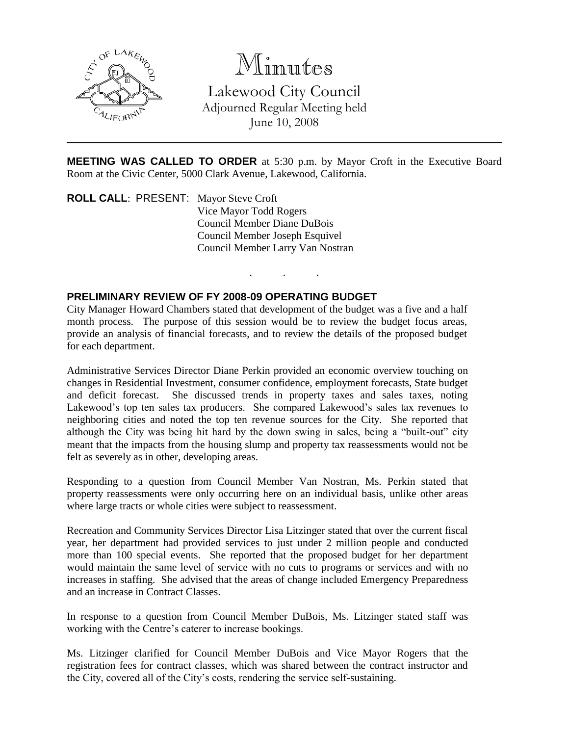# Minutes

Lakewood City Council
Adjourned Regular Meeting held
June 10, 2008

**MEETING WAS CALLED TO ORDER** at 5:30 p.m. by Mayor Croft in the Executive Board Room at the Civic Center, 5000 Clark Avenue, Lakewood, California.

**ROLL CALL**: PRESENT: Mayor Steve Croft
Vice Mayor Todd Rogers
Council Member Diane DuBois
Council Member Joseph Esquivel
Council Member Larry Van Nostran

. . .

**PRELIMINARY REVIEW OF FY 2008-09 OPERATING BUDGET**

City Manager Howard Chambers stated that development of the budget was a five and a half month process. The purpose of this session would be to review the budget focus areas, provide an analysis of financial forecasts, and to review the details of the proposed budget for each department.

Administrative Services Director Diane Perkin provided an economic overview touching on changes in Residential Investment, consumer confidence, employment forecasts, State budget and deficit forecast. She discussed trends in property taxes and sales taxes, noting Lakewood's top ten sales tax producers. She compared Lakewood's sales tax revenues to neighboring cities and noted the top ten revenue sources for the City. She reported that although the City was being hit hard by the down swing in sales, being a "built-out" city meant that the impacts from the housing slump and property tax reassessments would not be felt as severely as in other, developing areas.

Responding to a question from Council Member Van Nostran, Ms. Perkin stated that property reassessments were only occurring here on an individual basis, unlike other areas where large tracts or whole cities were subject to reassessment.

Recreation and Community Services Director Lisa Litzinger stated that over the current fiscal year, her department had provided services to just under 2 million people and conducted more than 100 special events. She reported that the proposed budget for her department would maintain the same level of service with no cuts to programs or services and with no increases in staffing. She advised that the areas of change included Emergency Preparedness and an increase in Contract Classes.

In response to a question from Council Member DuBois, Ms. Litzinger stated staff was working with the Centre's caterer to increase bookings.

Ms. Litzinger clarified for Council Member DuBois and Vice Mayor Rogers that the registration fees for contract classes, which was shared between the contract instructor and the City, covered all of the City's costs, rendering the service self-sustaining.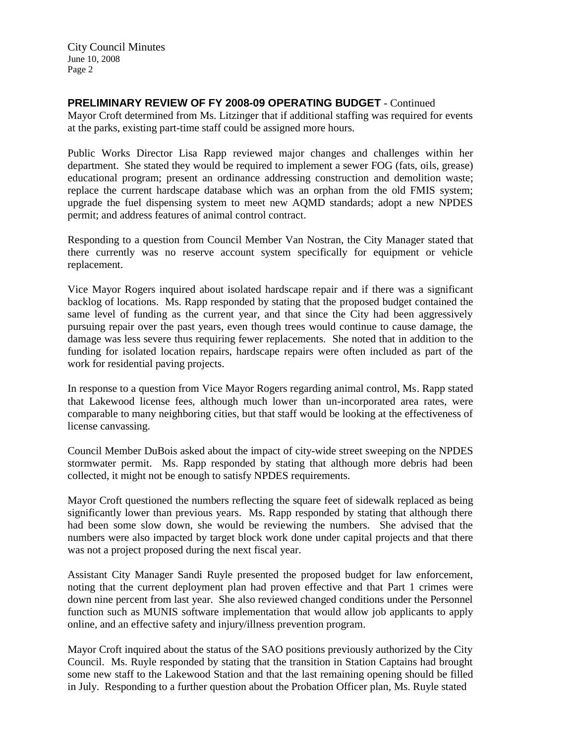**PRELIMINARY REVIEW OF FY 2008-09 OPERATING BUDGET** - Continued

Mayor Croft determined from Ms. Litzinger that if additional staffing was required for events at the parks, existing part-time staff could be assigned more hours.

Public Works Director Lisa Rapp reviewed major changes and challenges within her department. She stated they would be required to implement a sewer FOG (fats, oils, grease) educational program; present an ordinance addressing construction and demolition waste; replace the current hardscape database which was an orphan from the old FMIS system; upgrade the fuel dispensing system to meet new AQMD standards; adopt a new NPDES permit; and address features of animal control contract.

Responding to a question from Council Member Van Nostran, the City Manager stated that there currently was no reserve account system specifically for equipment or vehicle replacement.

Vice Mayor Rogers inquired about isolated hardscape repair and if there was a significant backlog of locations. Ms. Rapp responded by stating that the proposed budget contained the same level of funding as the current year, and that since the City had been aggressively pursuing repair over the past years, even though trees would continue to cause damage, the damage was less severe thus requiring fewer replacements. She noted that in addition to the funding for isolated location repairs, hardscape repairs were often included as part of the work for residential paving projects.

In response to a question from Vice Mayor Rogers regarding animal control, Ms. Rapp stated that Lakewood license fees, although much lower than un-incorporated area rates, were comparable to many neighboring cities, but that staff would be looking at the effectiveness of license canvassing.

Council Member DuBois asked about the impact of city-wide street sweeping on the NPDES stormwater permit. Ms. Rapp responded by stating that although more debris had been collected, it might not be enough to satisfy NPDES requirements.

Mayor Croft questioned the numbers reflecting the square feet of sidewalk replaced as being significantly lower than previous years. Ms. Rapp responded by stating that although there had been some slow down, she would be reviewing the numbers. She advised that the numbers were also impacted by target block work done under capital projects and that there was not a project proposed during the next fiscal year.

Assistant City Manager Sandi Ruyle presented the proposed budget for law enforcement, noting that the current deployment plan had proven effective and that Part 1 crimes were down nine percent from last year. She also reviewed changed conditions under the Personnel function such as MUNIS software implementation that would allow job applicants to apply online, and an effective safety and injury/illness prevention program.

Mayor Croft inquired about the status of the SAO positions previously authorized by the City Council. Ms. Ruyle responded by stating that the transition in Station Captains had brought some new staff to the Lakewood Station and that the last remaining opening should be filled in July. Responding to a further question about the Probation Officer plan, Ms. Ruyle stated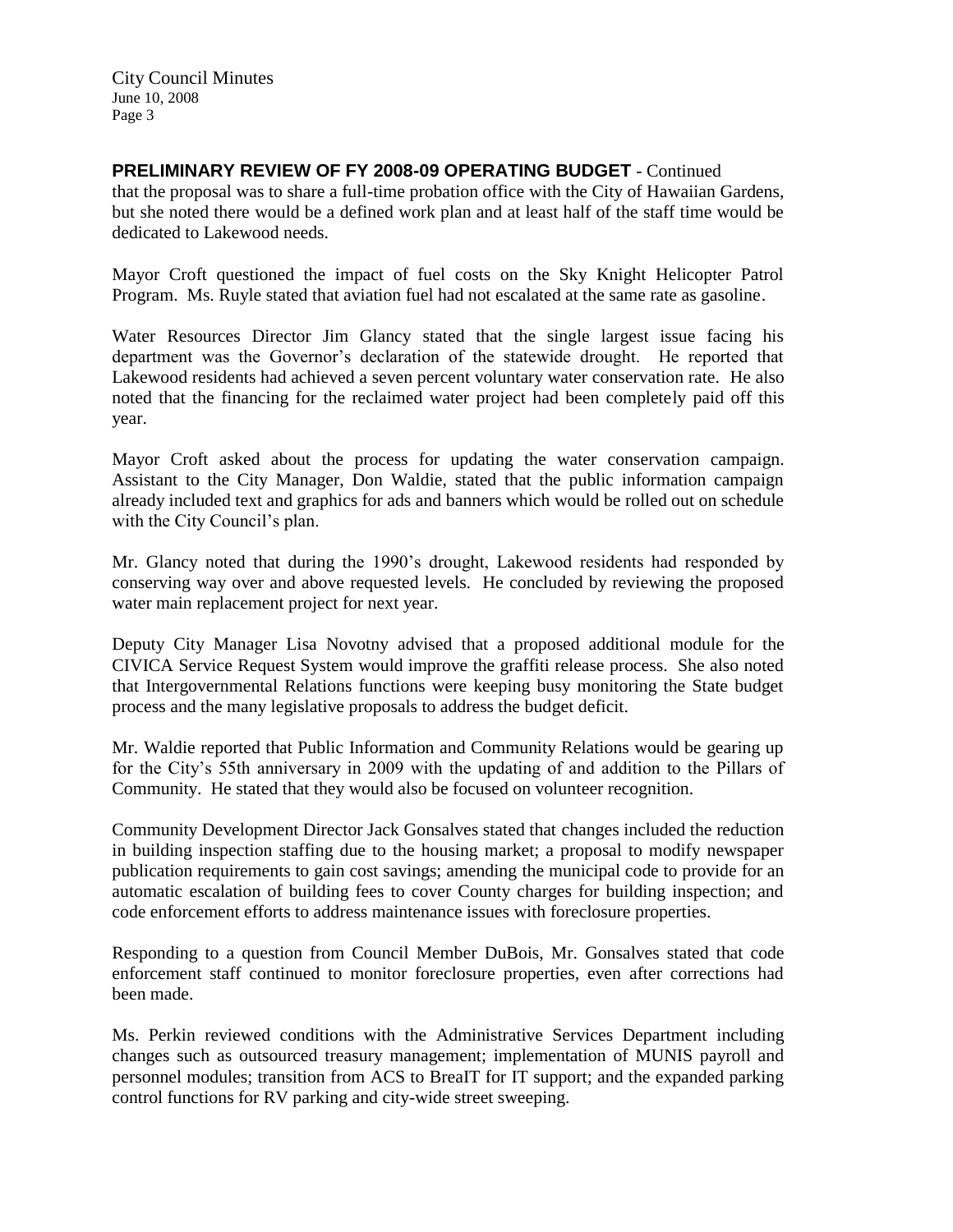**PRELIMINARY REVIEW OF FY 2008-09 OPERATING BUDGET** - Continued

that the proposal was to share a full-time probation office with the City of Hawaiian Gardens, but she noted there would be a defined work plan and at least half of the staff time would be dedicated to Lakewood needs.

Mayor Croft questioned the impact of fuel costs on the Sky Knight Helicopter Patrol Program. Ms. Ruyle stated that aviation fuel had not escalated at the same rate as gasoline.

Water Resources Director Jim Glancy stated that the single largest issue facing his department was the Governor's declaration of the statewide drought. He reported that Lakewood residents had achieved a seven percent voluntary water conservation rate. He also noted that the financing for the reclaimed water project had been completely paid off this year.

Mayor Croft asked about the process for updating the water conservation campaign. Assistant to the City Manager, Don Waldie, stated that the public information campaign already included text and graphics for ads and banners which would be rolled out on schedule with the City Council's plan.

Mr. Glancy noted that during the 1990's drought, Lakewood residents had responded by conserving way over and above requested levels. He concluded by reviewing the proposed water main replacement project for next year.

Deputy City Manager Lisa Novotny advised that a proposed additional module for the CIVICA Service Request System would improve the graffiti release process. She also noted that Intergovernmental Relations functions were keeping busy monitoring the State budget process and the many legislative proposals to address the budget deficit.

Mr. Waldie reported that Public Information and Community Relations would be gearing up for the City's 55th anniversary in 2009 with the updating of and addition to the Pillars of Community. He stated that they would also be focused on volunteer recognition.

Community Development Director Jack Gonsalves stated that changes included the reduction in building inspection staffing due to the housing market; a proposal to modify newspaper publication requirements to gain cost savings; amending the municipal code to provide for an automatic escalation of building fees to cover County charges for building inspection; and code enforcement efforts to address maintenance issues with foreclosure properties.

Responding to a question from Council Member DuBois, Mr. Gonsalves stated that code enforcement staff continued to monitor foreclosure properties, even after corrections had been made.

Ms. Perkin reviewed conditions with the Administrative Services Department including changes such as outsourced treasury management; implementation of MUNIS payroll and personnel modules; transition from ACS to BreaIT for IT support; and the expanded parking control functions for RV parking and city-wide street sweeping.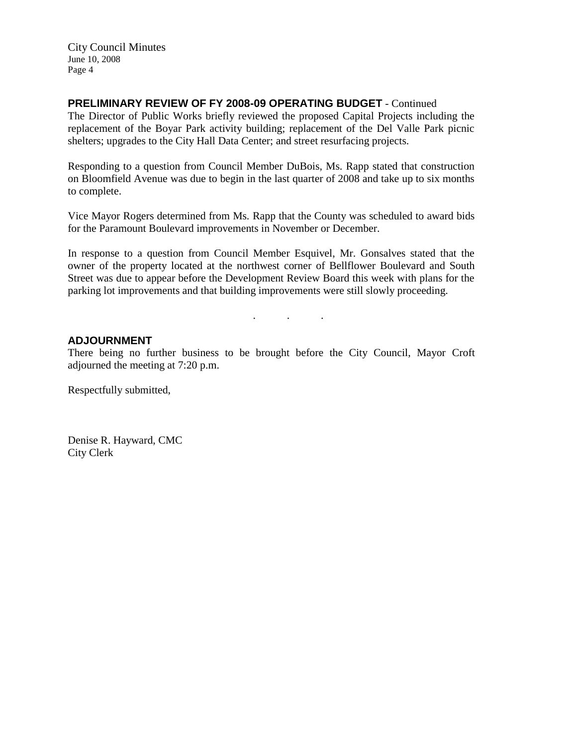## PRELIMINARY REVIEW OF FY 2008-09 OPERATING BUDGET - Continued

The Director of Public Works briefly reviewed the proposed Capital Projects including the replacement of the Boyar Park activity building; replacement of the Del Valle Park picnic shelters; upgrades to the City Hall Data Center; and street resurfacing projects.

Responding to a question from Council Member DuBois, Ms. Rapp stated that construction on Bloomfield Avenue was due to begin in the last quarter of 2008 and take up to six months to complete.

Vice Mayor Rogers determined from Ms. Rapp that the County was scheduled to award bids for the Paramount Boulevard improvements in November or December.

In response to a question from Council Member Esquivel, Mr. Gonsalves stated that the owner of the property located at the northwest corner of Bellflower Boulevard and South Street was due to appear before the Development Review Board this week with plans for the parking lot improvements and that building improvements were still slowly proceeding.

. . .

## ADJOURNMENT

There being no further business to be brought before the City Council, Mayor Croft adjourned the meeting at 7:20 p.m.

Respectfully submitted,

Denise R. Hayward, CMC
City Clerk